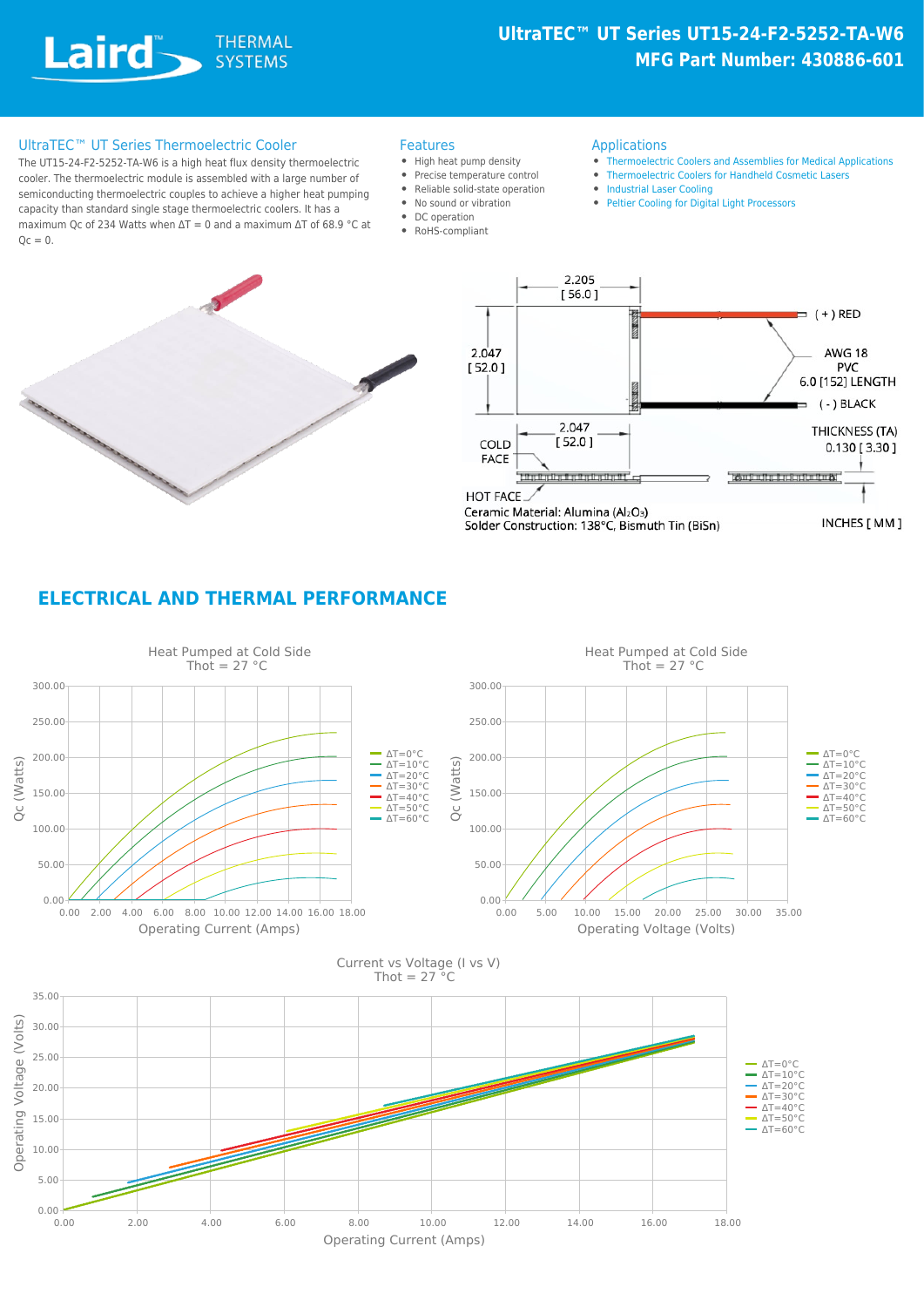# UltraTEC™ UT Series UT15-24-F2-5252-TA-W6

**MFG Part Number: 430886-601**

Laird THERMAL SYSTEMS

## UltraTEC™ UT Series Thermoelectric Cooler

The UT15-24-F2-5252-TA-W6 is a high heat flux density thermoelectric cooler. The thermoelectric module is assembled with a large number of semiconducting thermoelectric couples to achieve a higher heat pumping capacity than standard single stage thermoelectric coolers. It has a maximum Qc of 234 Watts when ΔT = 0 and a maximum ΔT of 68.9 °C at Qc = 0.

## Features

- High heat pump density
- Precise temperature control
- Reliable solid-state operation
- No sound or vibration
- DC operation
- RoHS-compliant

## Applications

- Thermoelectric Coolers and Assemblies for Medical Applications
- Thermoelectric Coolers for Handheld Cosmetic Lasers
- Industrial Laser Cooling
- Peltier Cooling for Digital Light Processors

2.205 [ 56.0 ]

2.047 [ 52.0 ]

2.047 [ 52.0 ]

( + ) RED

AWG 18
PVC
6.0 [152] LENGTH

( - ) BLACK

THICKNESS (TA)
0.130 [ 3.30 ]

COLD FACE

HOT FACE

Ceramic Material: Alumina ($Al_2O_3$)

Solder Construction: 138°C, Bismuth Tin (BiSn)

INCHES [ MM ]

## ELECTRICAL AND THERMAL PERFORMANCE

Heat Pumped at Cold Side
Thot = 27 °C

Qc (Watts) vs Operating Current (Amps); ΔT=0°C, ΔT=10°C, ΔT=20°C, ΔT=30°C, ΔT=40°C, ΔT=50°C, ΔT=60°C

Heat Pumped at Cold Side
Thot = 27 °C

Qc (Watts) vs Operating Voltage (Volts); ΔT=0°C, ΔT=10°C, ΔT=20°C, ΔT=30°C, ΔT=40°C, ΔT=50°C, ΔT=60°C

Current vs Voltage (I vs V)
Thot = 27 °C

Operating Voltage (Volts) vs Operating Current (Amps); ΔT=0°C, ΔT=10°C, ΔT=20°C, ΔT=30°C, ΔT=40°C, ΔT=50°C, ΔT=60°C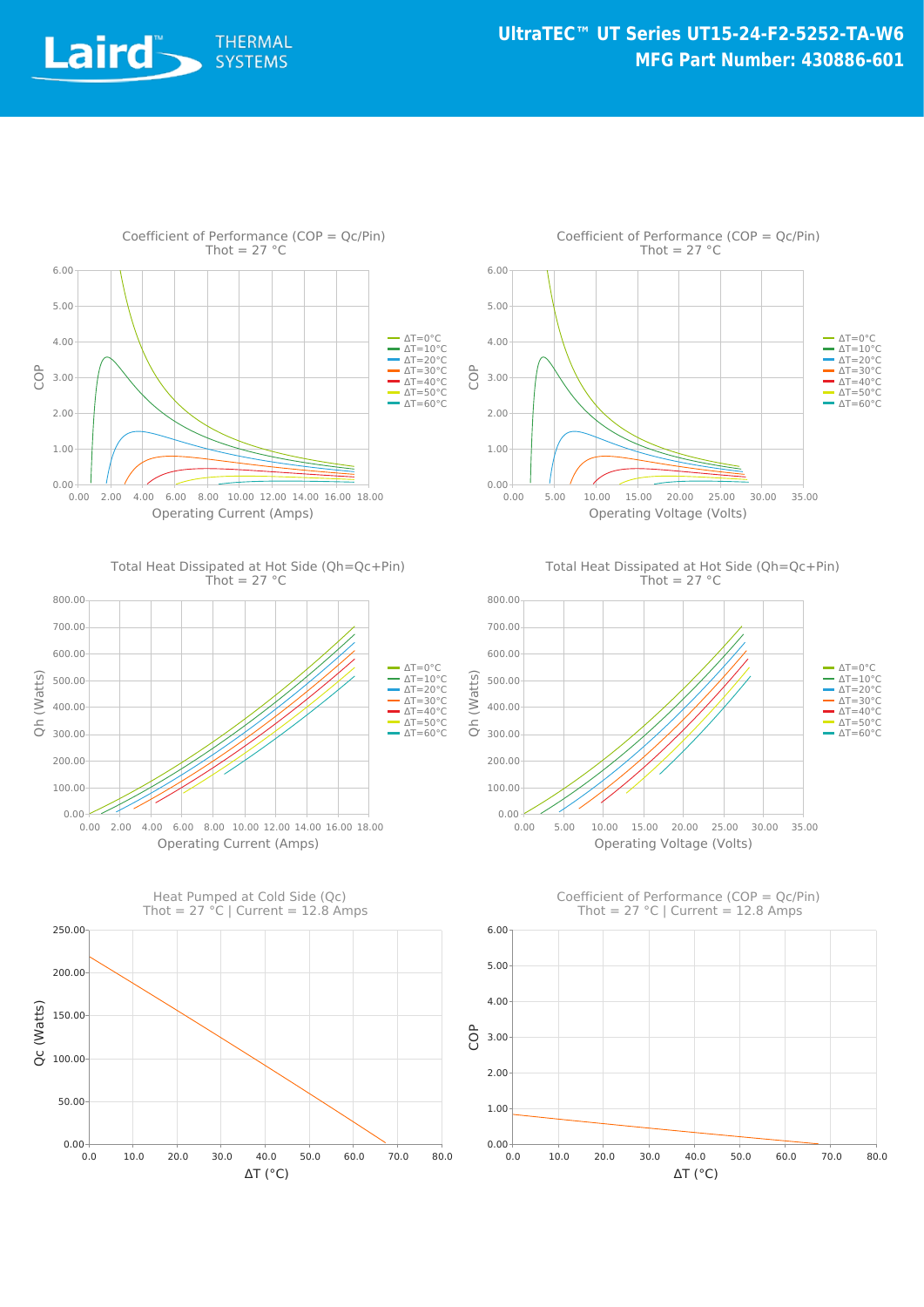# UltraTEC™ UT Series UT15-24-F2-5252-TA-W6

**MFG Part Number: 430886-601**

Coefficient of Performance (COP = Qc/Pin)
Thot = 27 °C

Coefficient of Performance (COP = Qc/Pin)
Thot = 27 °C

Total Heat Dissipated at Hot Side (Qh=Qc+Pin)
Thot = 27 °C

Total Heat Dissipated at Hot Side (Qh=Qc+Pin)
Thot = 27 °C

Heat Pumped at Cold Side (Qc)
Thot = 27 °C | Current = 12.8 Amps

Coefficient of Performance (COP = Qc/Pin)
Thot = 27 °C | Current = 12.8 Amps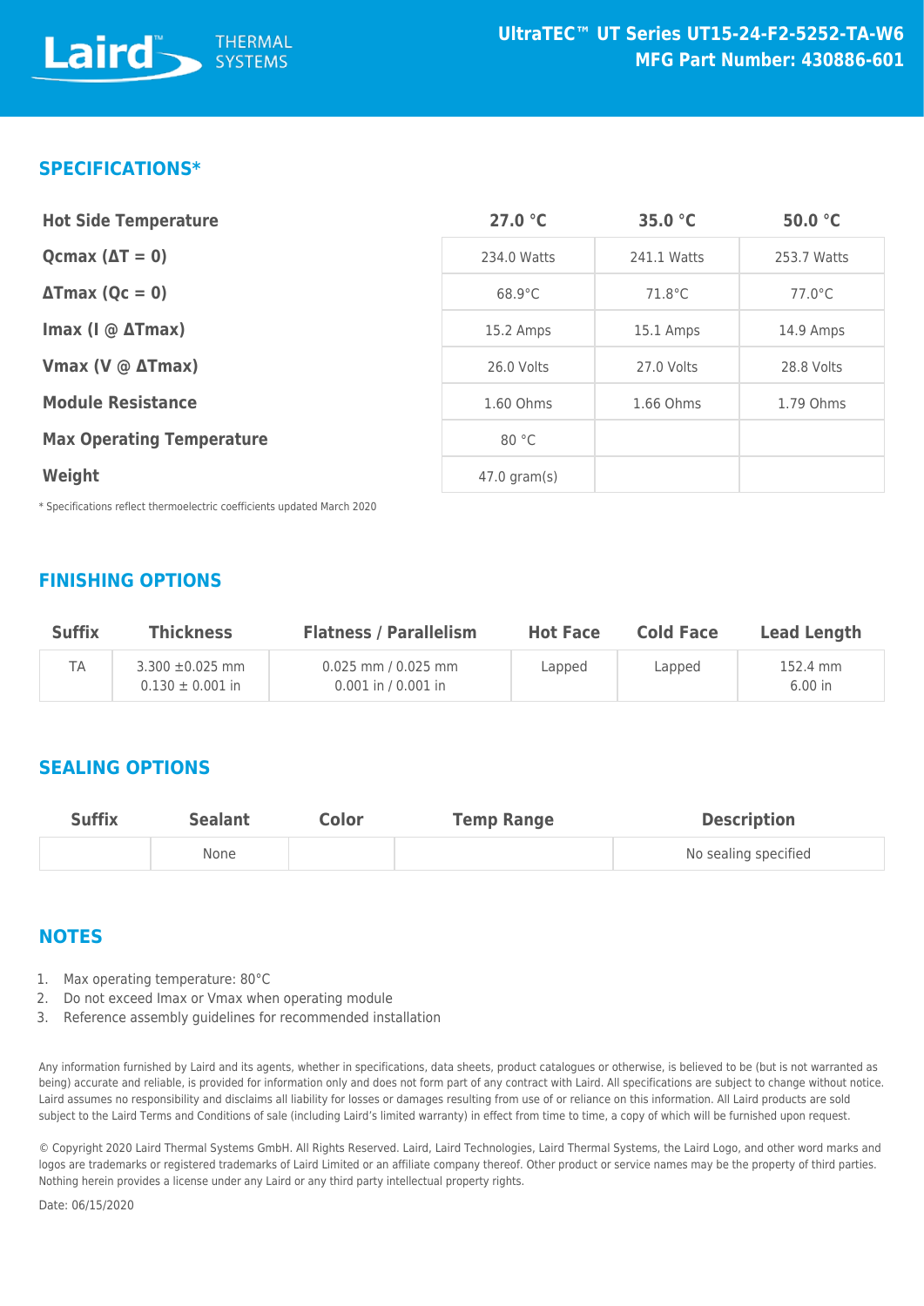# UltraTEC™ UT Series UT15-24-F2-5252-TA-W6
# MFG Part Number: 430886-601

## SPECIFICATIONS*

| Hot Side Temperature | 27.0 °C | 35.0 °C | 50.0 °C |
|---|---|---|---|
| Qcmax (ΔT = 0) | 234.0 Watts | 241.1 Watts | 253.7 Watts |
| ΔTmax (Qc = 0) | 68.9°C | 71.8°C | 77.0°C |
| Imax (I @ ΔTmax) | 15.2 Amps | 15.1 Amps | 14.9 Amps |
| Vmax (V @ ΔTmax) | 26.0 Volts | 27.0 Volts | 28.8 Volts |
| Module Resistance | 1.60 Ohms | 1.66 Ohms | 1.79 Ohms |
| Max Operating Temperature | 80 °C | | |
| Weight | 47.0 gram(s) | | |

* Specifications reflect thermoelectric coefficients updated March 2020

## FINISHING OPTIONS

| Suffix | Thickness | Flatness / Parallelism | Hot Face | Cold Face | Lead Length |
|---|---|---|---|---|---|
| TA | 3.300 ±0.025 mm<br>0.130 ± 0.001 in | 0.025 mm / 0.025 mm<br>0.001 in / 0.001 in | Lapped | Lapped | 152.4 mm<br>6.00 in |

## SEALING OPTIONS

| Suffix | Sealant | Color | Temp Range | Description |
|---|---|---|---|---|
| | None | | | No sealing specified |

## NOTES

1. Max operating temperature: 80°C
2. Do not exceed Imax or Vmax when operating module
3. Reference assembly guidelines for recommended installation

Any information furnished by Laird and its agents, whether in specifications, data sheets, product catalogues or otherwise, is believed to be (but is not warranted as being) accurate and reliable, is provided for information only and does not form part of any contract with Laird. All specifications are subject to change without notice. Laird assumes no responsibility and disclaims all liability for losses or damages resulting from use of or reliance on this information. All Laird products are sold subject to the Laird Terms and Conditions of sale (including Laird's limited warranty) in effect from time to time, a copy of which will be furnished upon request.

© Copyright 2020 Laird Thermal Systems GmbH. All Rights Reserved. Laird, Laird Technologies, Laird Thermal Systems, the Laird Logo, and other word marks and logos are trademarks or registered trademarks of Laird Limited or an affiliate company thereof. Other product or service names may be the property of third parties. Nothing herein provides a license under any Laird or any third party intellectual property rights.

Date: 06/15/2020